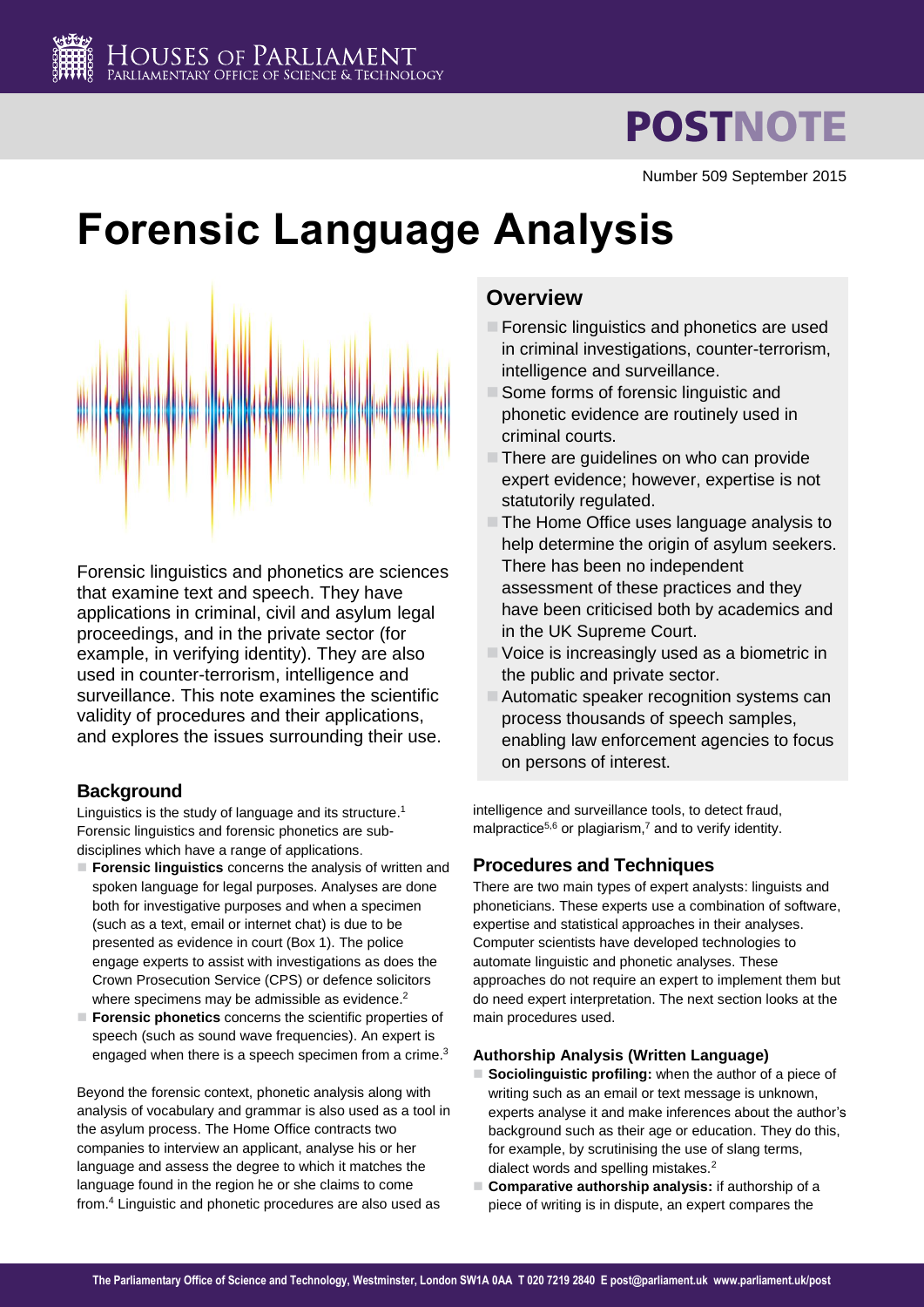# Forensic Language Analysis

Number 509 September 2015

## Overview

- Forensic linguistics and phonetics are used in criminal investigations, counter-terrorism, intelligence and surveillance.
- Some forms of forensic linguistic and phonetic evidence are routinely used in criminal courts.
- There are guidelines on who can provide expert evidence; however, expertise is not statutorily regulated.
- The Home Office uses language analysis to help determine the origin of asylum seekers. There has been no independent assessment of these practices and they have been criticised both by academics and in the UK Supreme Court.
- Voice is increasingly used as a biometric in the public and private sector.
- Automatic speaker recognition systems can process thousands of speech samples, enabling law enforcement agencies to focus on persons of interest.

Forensic linguistics and phonetics are sciences that examine text and speech. They have applications in criminal, civil and asylum legal proceedings, and in the private sector (for example, in verifying identity). They are also used in counter-terrorism, intelligence and surveillance. This note examines the scientific validity of procedures and their applications, and explores the issues surrounding their use.

## Background

Linguistics is the study of language and its structure.[1] Forensic linguistics and forensic phonetics are sub-disciplines which have a range of applications.

- **Forensic linguistics** concerns the analysis of written and spoken language for legal purposes. Analyses are done both for investigative purposes and when a specimen (such as a text, email or internet chat) is due to be presented as evidence in court (Box 1). The police engage experts to assist with investigations as does the Crown Prosecution Service (CPS) or defence solicitors where specimens may be admissible as evidence.[2]
- **Forensic phonetics** concerns the scientific properties of speech (such as sound wave frequencies). An expert is engaged when there is a speech specimen from a crime.[3]

Beyond the forensic context, phonetic analysis along with analysis of vocabulary and grammar is also used as a tool in the asylum process. The Home Office contracts two companies to interview an applicant, analyse his or her language and assess the degree to which it matches the language found in the region he or she claims to come from.[4] Linguistic and phonetic procedures are also used as intelligence and surveillance tools, to detect fraud, malpractice[5,6] or plagiarism,[7] and to verify identity.

## Procedures and Techniques

There are two main types of expert analysts: linguists and phoneticians. These experts use a combination of software, expertise and statistical approaches in their analyses. Computer scientists have developed technologies to automate linguistic and phonetic analyses. These approaches do not require an expert to implement them but do need expert interpretation. The next section looks at the main procedures used.

### Authorship Analysis (Written Language)

- **Sociolinguistic profiling:** when the author of a piece of writing such as an email or text message is unknown, experts analyse it and make inferences about the author's background such as their age or education. They do this, for example, by scrutinising the use of slang terms, dialect words and spelling mistakes.[2]
- **Comparative authorship analysis:** if authorship of a piece of writing is in dispute, an expert compares the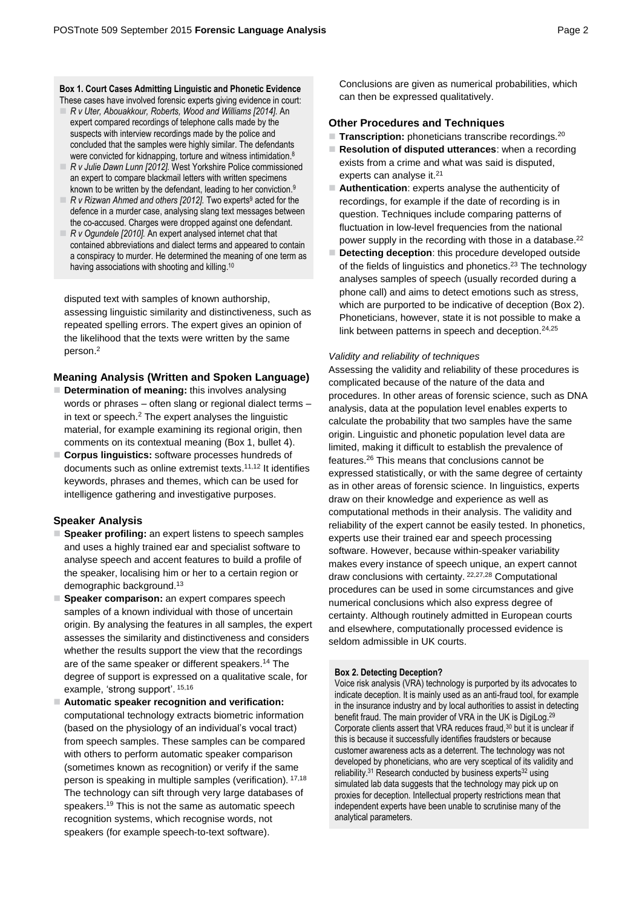**Box 1. Court Cases Admitting Linguistic and Phonetic Evidence**

These cases have involved forensic experts giving evidence in court:

- *R v Uter, Abouakkour, Roberts, Wood and Williams [2014].* An expert compared recordings of telephone calls made by the suspects with interview recordings made by the police and concluded that the samples were highly similar. The defendants were convicted for kidnapping, torture and witness intimidation.[8]
- *R v Julie Dawn Lunn [2012].* West Yorkshire Police commissioned an expert to compare blackmail letters with written specimens known to be written by the defendant, leading to her conviction.[9]
- *R v Rizwan Ahmed and others [2012].* Two experts[9] acted for the defence in a murder case, analysing slang text messages between the co-accused. Charges were dropped against one defendant.
- *R v Ogundele [2010].* An expert analysed internet chat that contained abbreviations and dialect terms and appeared to contain a conspiracy to murder. He determined the meaning of one term as having associations with shooting and killing.[10]

disputed text with samples of known authorship, assessing linguistic similarity and distinctiveness, such as repeated spelling errors. The expert gives an opinion of the likelihood that the texts were written by the same person.[2]

## Meaning Analysis (Written and Spoken Language)

- **Determination of meaning:** this involves analysing words or phrases – often slang or regional dialect terms – in text or speech.[2] The expert analyses the linguistic material, for example examining its regional origin, then comments on its contextual meaning (Box 1, bullet 4).
- **Corpus linguistics:** software processes hundreds of documents such as online extremist texts.[11,12] It identifies keywords, phrases and themes, which can be used for intelligence gathering and investigative purposes.

## Speaker Analysis

- **Speaker profiling:** an expert listens to speech samples and uses a highly trained ear and specialist software to analyse speech and accent features to build a profile of the speaker, localising him or her to a certain region or demographic background.[13]
- **Speaker comparison:** an expert compares speech samples of a known individual with those of uncertain origin. By analysing the features in all samples, the expert assesses the similarity and distinctiveness and considers whether the results support the view that the recordings are of the same speaker or different speakers.[14] The degree of support is expressed on a qualitative scale, for example, 'strong support'.[15,16]
- **Automatic speaker recognition and verification:** computational technology extracts biometric information (based on the physiology of an individual's vocal tract) from speech samples. These samples can be compared with others to perform automatic speaker comparison (sometimes known as recognition) or verify if the same person is speaking in multiple samples (verification).[17,18] The technology can sift through very large databases of speakers.[19] This is not the same as automatic speech recognition systems, which recognise words, not speakers (for example speech-to-text software). Conclusions are given as numerical probabilities, which can then be expressed qualitatively.

## Other Procedures and Techniques

- **Transcription:** phoneticians transcribe recordings.[20]
- **Resolution of disputed utterances**: when a recording exists from a crime and what was said is disputed, experts can analyse it.[21]
- **Authentication**: experts analyse the authenticity of recordings, for example if the date of recording is in question. Techniques include comparing patterns of fluctuation in low-level frequencies from the national power supply in the recording with those in a database.[22]
- **Detecting deception**: this procedure developed outside of the fields of linguistics and phonetics.[23] The technology analyses samples of speech (usually recorded during a phone call) and aims to detect emotions such as stress, which are purported to be indicative of deception (Box 2). Phoneticians, however, state it is not possible to make a link between patterns in speech and deception.[24,25]

### *Validity and reliability of techniques*

Assessing the validity and reliability of these procedures is complicated because of the nature of the data and procedures. In other areas of forensic science, such as DNA analysis, data at the population level enables experts to calculate the probability that two samples have the same origin. Linguistic and phonetic population level data are limited, making it difficult to establish the prevalence of features.[26] This means that conclusions cannot be expressed statistically, or with the same degree of certainty as in other areas of forensic science. In linguistics, experts draw on their knowledge and experience as well as computational methods in their analysis. The validity and reliability of the expert cannot be easily tested. In phonetics, experts use their trained ear and speech processing software. However, because within-speaker variability makes every instance of speech unique, an expert cannot draw conclusions with certainty.[22,27,28] Computational procedures can be used in some circumstances and give numerical conclusions which also express degree of certainty. Although routinely admitted in European courts and elsewhere, computationally processed evidence is seldom admissible in UK courts.

**Box 2. Detecting Deception?**

Voice risk analysis (VRA) technology is purported by its advocates to indicate deception. It is mainly used as an anti-fraud tool, for example in the insurance industry and by local authorities to assist in detecting benefit fraud. The main provider of VRA in the UK is DigiLog.[29] Corporate clients assert that VRA reduces fraud,[30] but it is unclear if this is because it successfully identifies fraudsters or because customer awareness acts as a deterrent. The technology was not developed by phoneticians, who are very sceptical of its validity and reliability.[31] Research conducted by business experts[32] using simulated lab data suggests that the technology may pick up on proxies for deception. Intellectual property restrictions mean that independent experts have been unable to scrutinise many of the analytical parameters.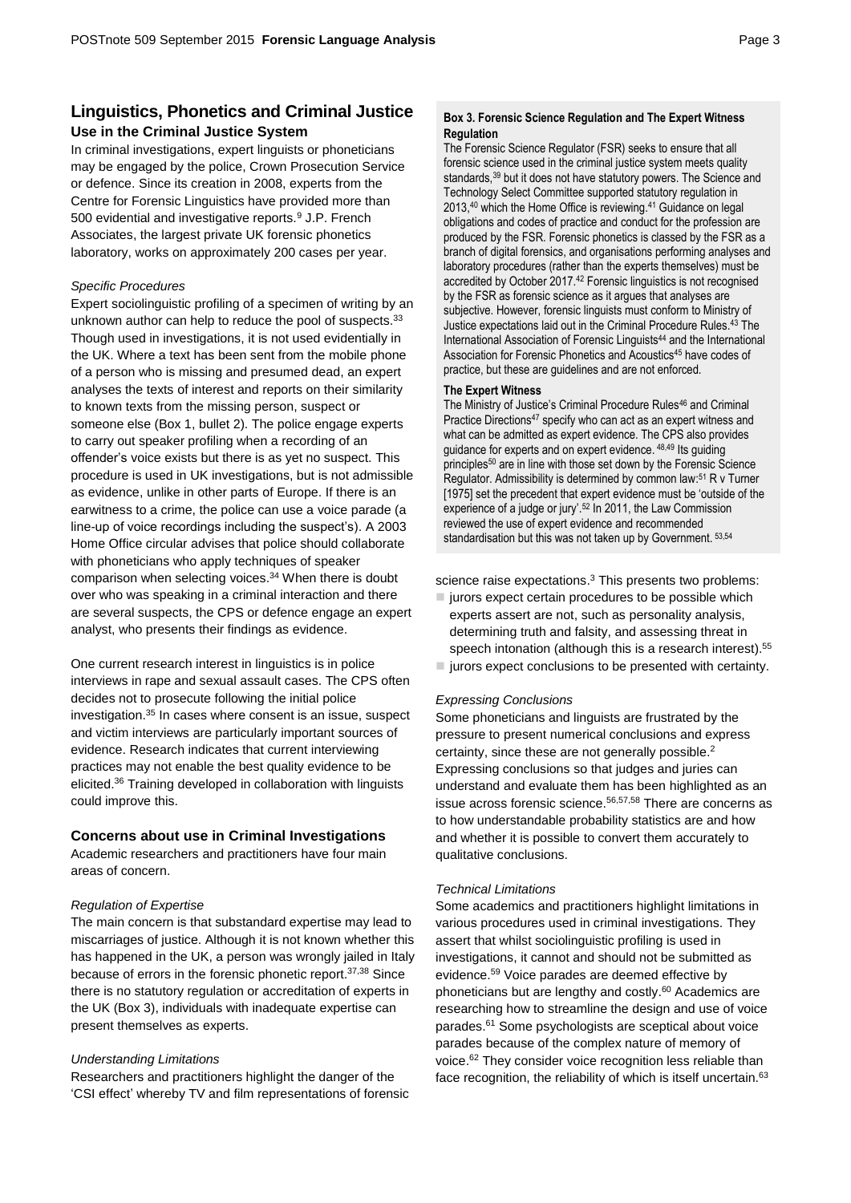## Linguistics, Phonetics and Criminal Justice

### Use in the Criminal Justice System

In criminal investigations, expert linguists or phoneticians may be engaged by the police, Crown Prosecution Service or defence. Since its creation in 2008, experts from the Centre for Forensic Linguistics have provided more than 500 evidential and investigative reports.[9] J.P. French Associates, the largest private UK forensic phonetics laboratory, works on approximately 200 cases per year.

*Specific Procedures*

Expert sociolinguistic profiling of a specimen of writing by an unknown author can help to reduce the pool of suspects.[33] Though used in investigations, it is not used evidentially in the UK. Where a text has been sent from the mobile phone of a person who is missing and presumed dead, an expert analyses the texts of interest and reports on their similarity to known texts from the missing person, suspect or someone else (Box 1, bullet 2). The police engage experts to carry out speaker profiling when a recording of an offender's voice exists but there is as yet no suspect. This procedure is used in UK investigations, but is not admissible as evidence, unlike in other parts of Europe. If there is an earwitness to a crime, the police can use a voice parade (a line-up of voice recordings including the suspect's). A 2003 Home Office circular advises that police should collaborate with phoneticians who apply techniques of speaker comparison when selecting voices.[34] When there is doubt over who was speaking in a criminal interaction and there are several suspects, the CPS or defence engage an expert analyst, who presents their findings as evidence.

One current research interest in linguistics is in police interviews in rape and sexual assault cases. The CPS often decides not to prosecute following the initial police investigation.[35] In cases where consent is an issue, suspect and victim interviews are particularly important sources of evidence. Research indicates that current interviewing practices may not enable the best quality evidence to be elicited.[36] Training developed in collaboration with linguists could improve this.

### Concerns about use in Criminal Investigations

Academic researchers and practitioners have four main areas of concern.

*Regulation of Expertise*

The main concern is that substandard expertise may lead to miscarriages of justice. Although it is not known whether this has happened in the UK, a person was wrongly jailed in Italy because of errors in the forensic phonetic report.[37,38] Since there is no statutory regulation or accreditation of experts in the UK (Box 3), individuals with inadequate expertise can present themselves as experts.

*Understanding Limitations*

Researchers and practitioners highlight the danger of the 'CSI effect' whereby TV and film representations of forensic science raise expectations.[3] This presents two problems:

- jurors expect certain procedures to be possible which experts assert are not, such as personality analysis, determining truth and falsity, and assessing threat in speech intonation (although this is a research interest).[55]
- jurors expect conclusions to be presented with certainty.

*Expressing Conclusions*

Some phoneticians and linguists are frustrated by the pressure to present numerical conclusions and express certainty, since these are not generally possible.[2] Expressing conclusions so that judges and juries can understand and evaluate them has been highlighted as an issue across forensic science.[56,57,58] There are concerns as to how understandable probability statistics are and how and whether it is possible to convert them accurately to qualitative conclusions.

*Technical Limitations*

Some academics and practitioners highlight limitations in various procedures used in criminal investigations. They assert that whilst sociolinguistic profiling is used in investigations, it cannot and should not be submitted as evidence.[59] Voice parades are deemed effective by phoneticians but are lengthy and costly.[60] Academics are researching how to streamline the design and use of voice parades.[61] Some psychologists are sceptical about voice parades because of the complex nature of memory of voice.[62] They consider voice recognition less reliable than face recognition, the reliability of which is itself uncertain.[63]

**Box 3. Forensic Science Regulation and The Expert Witness**

**Regulation**

The Forensic Science Regulator (FSR) seeks to ensure that all forensic science used in the criminal justice system meets quality standards,[39] but it does not have statutory powers. The Science and Technology Select Committee supported statutory regulation in 2013,[40] which the Home Office is reviewing.[41] Guidance on legal obligations and codes of practice and conduct for the profession are produced by the FSR. Forensic phonetics is classed by the FSR as a branch of digital forensics, and organisations performing analyses and laboratory procedures (rather than the experts themselves) must be accredited by October 2017.[42] Forensic linguistics is not recognised by the FSR as forensic science as it argues that analyses are subjective. However, forensic linguists must conform to Ministry of Justice expectations laid out in the Criminal Procedure Rules.[43] The International Association of Forensic Linguists[44] and the International Association for Forensic Phonetics and Acoustics[45] have codes of practice, but these are guidelines and are not enforced.

**The Expert Witness**

The Ministry of Justice's Criminal Procedure Rules[46] and Criminal Practice Directions[47] specify who can act as an expert witness and what can be admitted as expert evidence. The CPS also provides guidance for experts and on expert evidence.[48,49] Its guiding principles[50] are in line with those set down by the Forensic Science Regulator. Admissibility is determined by common law:[51] R v Turner [1975] set the precedent that expert evidence must be 'outside of the experience of a judge or jury'.[52] In 2011, the Law Commission reviewed the use of expert evidence and recommended standardisation but this was not taken up by Government.[53,54]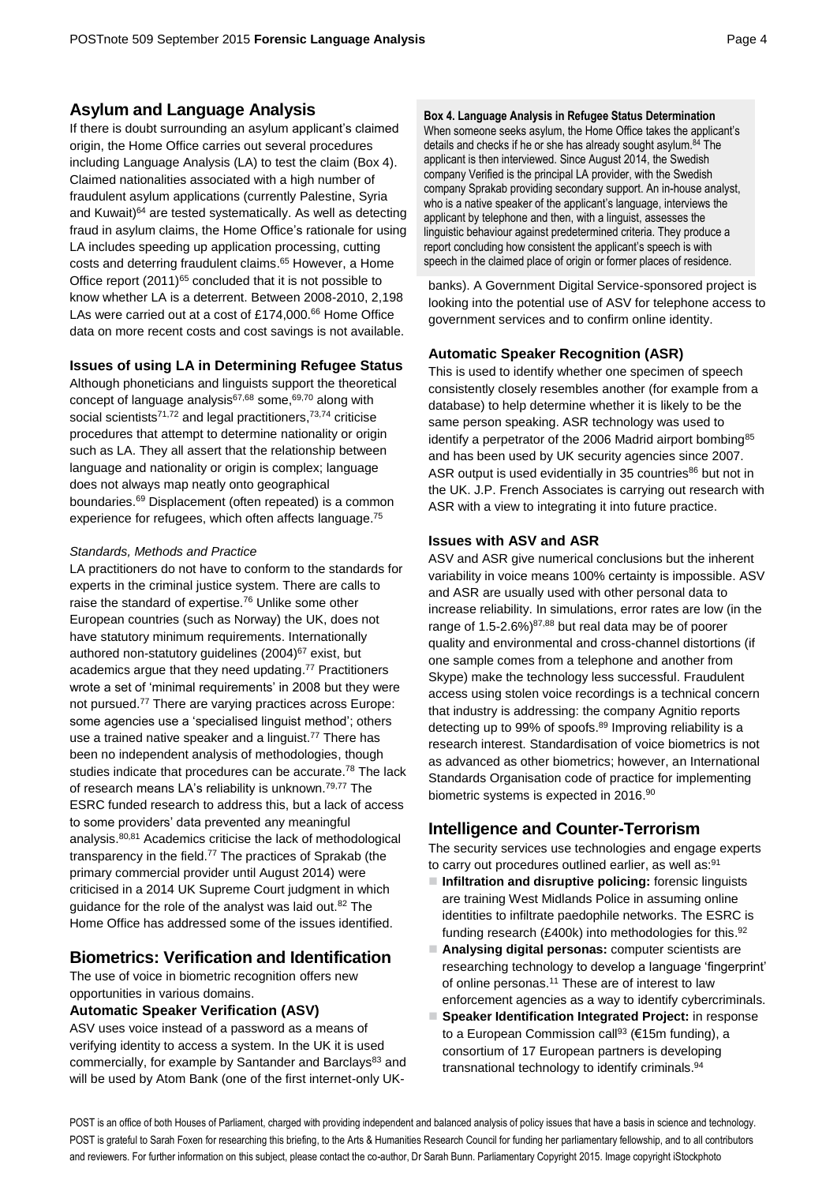## Asylum and Language Analysis

If there is doubt surrounding an asylum applicant's claimed origin, the Home Office carries out several procedures including Language Analysis (LA) to test the claim (Box 4). Claimed nationalities associated with a high number of fraudulent asylum applications (currently Palestine, Syria and Kuwait)[64] are tested systematically. As well as detecting fraud in asylum claims, the Home Office's rationale for using LA includes speeding up application processing, cutting costs and deterring fraudulent claims.[65] However, a Home Office report (2011)[65] concluded that it is not possible to know whether LA is a deterrent. Between 2008-2010, 2,198 LAs were carried out at a cost of £174,000.[66] Home Office data on more recent costs and cost savings is not available.

### Issues of using LA in Determining Refugee Status

Although phoneticians and linguists support the theoretical concept of language analysis[67,68] some,[69,70] along with social scientists[71,72] and legal practitioners,[73,74] criticise procedures that attempt to determine nationality or origin such as LA. They all assert that the relationship between language and nationality or origin is complex; language does not always map neatly onto geographical boundaries.[69] Displacement (often repeated) is a common experience for refugees, which often affects language.[75]

*Standards, Methods and Practice*

LA practitioners do not have to conform to the standards for experts in the criminal justice system. There are calls to raise the standard of expertise.[76] Unlike some other European countries (such as Norway) the UK, does not have statutory minimum requirements. Internationally authored non-statutory guidelines (2004)[67] exist, but academics argue that they need updating.[77] Practitioners wrote a set of 'minimal requirements' in 2008 but they were not pursued.[77] There are varying practices across Europe: some agencies use a 'specialised linguist method'; others use a trained native speaker and a linguist.[77] There has been no independent analysis of methodologies, though studies indicate that procedures can be accurate.[78] The lack of research means LA's reliability is unknown.[79,77] The ESRC funded research to address this, but a lack of access to some providers' data prevented any meaningful analysis.[80,81] Academics criticise the lack of methodological transparency in the field.[77] The practices of Sprakab (the primary commercial provider until August 2014) were criticised in a 2014 UK Supreme Court judgment in which guidance for the role of the analyst was laid out.[82] The Home Office has addressed some of the issues identified.

**Box 4. Language Analysis in Refugee Status Determination**
When someone seeks asylum, the Home Office takes the applicant's details and checks if he or she has already sought asylum.[84] The applicant is then interviewed. Since August 2014, the Swedish company Verified is the principal LA provider, with the Swedish company Sprakab providing secondary support. An in-house analyst, who is a native speaker of the applicant's language, interviews the applicant by telephone and then, with a linguist, assesses the linguistic behaviour against predetermined criteria. They produce a report concluding how consistent the applicant's speech is with speech in the claimed place of origin or former places of residence.

## Biometrics: Verification and Identification

The use of voice in biometric recognition offers new opportunities in various domains.

### Automatic Speaker Verification (ASV)

ASV uses voice instead of a password as a means of verifying identity to access a system. In the UK it is used commercially, for example by Santander and Barclays[83] and will be used by Atom Bank (one of the first internet-only UK-banks). A Government Digital Service-sponsored project is looking into the potential use of ASV for telephone access to government services and to confirm online identity.

### Automatic Speaker Recognition (ASR)

This is used to identify whether one specimen of speech consistently closely resembles another (for example from a database) to help determine whether it is likely to be the same person speaking. ASR technology was used to identify a perpetrator of the 2006 Madrid airport bombing[85] and has been used by UK security agencies since 2007. ASR output is used evidentially in 35 countries[86] but not in the UK. J.P. French Associates is carrying out research with ASR with a view to integrating it into future practice.

### Issues with ASV and ASR

ASV and ASR give numerical conclusions but the inherent variability in voice means 100% certainty is impossible. ASV and ASR are usually used with other personal data to increase reliability. In simulations, error rates are low (in the range of 1.5-2.6%)[87,88] but real data may be of poorer quality and environmental and cross-channel distortions (if one sample comes from a telephone and another from Skype) make the technology less successful. Fraudulent access using stolen voice recordings is a technical concern that industry is addressing: the company Agnitio reports detecting up to 99% of spoofs.[89] Improving reliability is a research interest. Standardisation of voice biometrics is not as advanced as other biometrics; however, an International Standards Organisation code of practice for implementing biometric systems is expected in 2016.[90]

## Intelligence and Counter-Terrorism

The security services use technologies and engage experts to carry out procedures outlined earlier, as well as:[91]

- **Infiltration and disruptive policing:** forensic linguists are training West Midlands Police in assuming online identities to infiltrate paedophile networks. The ESRC is funding research (£400k) into methodologies for this.[92]
- **Analysing digital personas:** computer scientists are researching technology to develop a language 'fingerprint' of online personas.[11] These are of interest to law enforcement agencies as a way to identify cybercriminals.
- **Speaker Identification Integrated Project:** in response to a European Commission call[93] (€15m funding), a consortium of 17 European partners is developing transnational technology to identify criminals.[94]

POST is an office of both Houses of Parliament, charged with providing independent and balanced analysis of policy issues that have a basis in science and technology. POST is grateful to Sarah Foxen for researching this briefing, to the Arts & Humanities Research Council for funding her parliamentary fellowship, and to all contributors and reviewers. For further information on this subject, please contact the co-author, Dr Sarah Bunn. Parliamentary Copyright 2015. Image copyright iStockphoto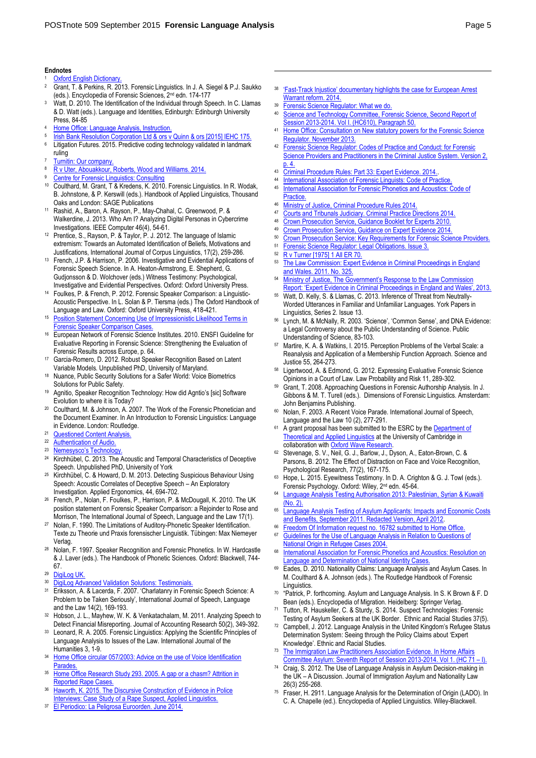## Endnotes

1. Oxford English Dictionary.
2. Grant, T. & Perkins, R. 2013. Forensic Linguistics. In J. A. Siegel & P.J. Saukko (eds.). Encyclopedia of Forensic Sciences, 2nd edn. 174-177
3. Watt, D. 2010. The Identification of the Individual through Speech. In C. Llamas & D. Watt (eds.). Language and Identities, Edinburgh: Edinburgh University Press, 84-85
4. Home Office: Language Analysis, Instruction.
5. Irish Bank Resolution Corporation Ltd & ors v Quinn & ors [2015] IEHC 175.
6. Litigation Futures. 2015. Predictive coding technology validated in landmark ruling
7. Turnitin: Our company.
8. R v Uter, Abouakkour, Roberts, Wood and Williams. 2014.
9. Centre for Forensic Linguistics: Consulting
10. Coulthard, M. Grant, T & Kredens, K. 2010. Forensic Linguistics. In R. Wodak, B. Johnstone, & P. Kerswill (eds.). Handbook of Applied Linguistics, Thousand Oaks and London: SAGE Publications
11. Rashid, A., Baron, A. Rayson, P., May-Chahal, C. Greenwood, P. & Walkerdine, J. 2013. Who Am I? Analyzing Digital Personas in Cybercrime Investigations. IEEE Computer 46(4), 54-61.
12. Prentice, S., Rayson, P. & Taylor, P. J. 2012. The language of Islamic extremism: Towards an Automated Identification of Beliefs, Motivations and Justifications, International Journal of Corpus Linguistics, 17(2), 259-286.
13. French, J.P. & Harrison, P. 2006. Investigative and Evidential Applications of Forensic Speech Science. In A. Heaton-Armstrong, E. Shepherd, G. Gudjonsson & D. Wolchover (eds.) Witness Testimony: Psychological, Investigative and Evidential Perspectives. Oxford: Oxford University Press.
14. Foulkes, P. & French, P. 2012. Forensic Speaker Comparison: a Linguistic-Acoustic Perspective. In L. Solan & P. Tiersma (eds.) The Oxford Handbook of Language and Law. Oxford: Oxford University Press, 418-421.
15. Position Statement Concerning Use of Impressionistic Likelihood Terms in Forensic Speaker Comparison Cases.
16. European Network of Forensic Science Institutes. 2010. ENSFI Guideline for Evaluative Reporting in Forensic Science: Strengthening the Evaluation of Forensic Results across Europe, p. 64.
17. Garcia-Romero, D. 2012. Robust Speaker Recognition Based on Latent Variable Models. Unpublished PhD, University of Maryland.
18. Nuance, Public Security Solutions for a Safer World: Voice Biometrics Solutions for Public Safety.
19. Agnitio, Speaker Recognition Technology: How did Agntio's [sic] Software Evolution to where it is Today?
20. Coulthard, M. & Johnson, A. 2007. The Work of the Forensic Phonetician and the Document Examiner. In An Introduction to Forensic Linguistics: Language in Evidence. London: Routledge.
21. Questioned Content Analysis.
22. Authentication of Audio.
23. Nemesysco's Technology.
24. Kirchhübel, C. 2013. The Acoustic and Temporal Characteristics of Deceptive Speech. Unpublished PhD, University of York
25. Kirchhübel, C. & Howard, D. M. 2013. Detecting Suspicious Behaviour Using Speech: Acoustic Correlates of Deceptive Speech – An Exploratory Investigation. Applied Ergonomics, 44, 694-702.
26. French, P., Nolan, F. Foulkes, P., Harrison, P. & McDougall, K. 2010. The UK position statement on Forensic Speaker Comparison: a Rejoinder to Rose and Morrison, The International Journal of Speech, Language and the Law 17(1).
27. Nolan, F. 1990. The Limitations of Auditory-Phonetic Speaker Identification. Texte zu Theorie und Praxis forensischer Linguistik. Tübingen: Max Niemeyer Verlag.
28. Nolan, F. 1997. Speaker Recognition and Forensic Phonetics. In W. Hardcastle & J. Laver (eds.). The Handbook of Phonetic Sciences. Oxford: Blackwell, 744-67.
29. DigiLog UK.
30. DigiLog Advanced Validation Solutions: Testimonials.
31. Eriksson, A. & Lacerda, F. 2007. 'Charlatanry in Forensic Speech Science: A Problem to be Taken Seriously', International Journal of Speech, Language and the Law 14(2), 169-193.
32. Hobson, J. L., Mayhew, W. K. & Venkatachalam, M. 2011. Analyzing Speech to Detect Financial Misreporting. Journal of Accounting Research 50(2), 349-392.
33. Leonard, R. A. 2005. Forensic Linguistics: Applying the Scientific Principles of Language Analysis to Issues of the Law. International Journal of the Humanities 3, 1-9.
34. Home Office circular 057/2003: Advice on the use of Voice Identification Parades.
35. Home Office Research Study 293. 2005. A gap or a chasm? Attrition in Reported Rape Cases.
36. Haworth, K. 2015. The Discursive Construction of Evidence in Police Interviews: Case Study of a Rape Suspect, Applied Linguistics.
37. El Periodico: La Peligrosa Euroorden. June 2014.
38. 'Fast-Track Injustice' documentary highlights the case for European Arrest Warrant reform. 2014.
39. Forensic Science Regulator: What we do.
40. Science and Technology Committee, Forensic Science, Second Report of Session 2013-2014. Vol I. (HC610), Paragraph 50.
41. Home Office: Consultation on New statutory powers for the Forensic Science Regulator. November 2013.
42. Forensic Science Regulator: Codes of Practice and Conduct: for Forensic Science Providers and Practitioners in the Criminal Justice System. Version 2, p. 4.
43. Criminal Procedure Rules: Part 33: Expert Evidence. 2014..
44. International Association of Forensic Linguists: Code of Practice.
45. International Association for Forensic Phonetics and Acoustics: Code of Practice.
46. Ministry of Justice, Criminal Procedure Rules 2014.
47. Courts and Tribunals Judiciary. Criminal Practice Directions 2014.
48. Crown Prosecution Service, Guidance Booklet for Experts 2010.
49. Crown Prosecution Service, Guidance on Expert Evidence 2014.
50. Crown Prosecution Service: Key Requirements for Forensic Science Providers.
51. Forensic Science Regulator: Legal Obligations. Issue 3.
52. R v Turner [1975] 1 All ER 70.
53. The Law Commission: Expert Evidence in Criminal Proceedings in England and Wales. 2011. No. 325.
54. Ministry of Justice, The Government's Response to the Law Commission Report: 'Expert Evidence in Criminal Proceedings in England and Wales', 2013.
55. Watt, D. Kelly, S. & Llamas, C. 2013. Inference of Threat from Neutrally-Worded Utterances in Familiar and Unfamiliar Languages. York Papers in Linguistics, Series 2. Issue 13.
56. Lynch, M. & McNally, R. 2003. 'Science', 'Common Sense', and DNA Evidence: a Legal Controversy about the Public Understanding of Science. Public Understanding of Science, 83-103.
57. Martire, K. A. & Watkins, I. 2015. Perception Problems of the Verbal Scale: a Reanalysis and Application of a Membership Function Approach. Science and Justice 55, 264-273.
58. Ligertwood, A. & Edmond, G. 2012. Expressing Evaluative Forensic Science Opinions in a Court of Law. Law Probability and Risk 11, 289-302.
59. Grant, T. 2008. Approaching Questions in Forensic Authorship Analysis. In J. Gibbons & M. T. Turell (eds.). Dimensions of Forensic Linguistics. Amsterdam: John Benjamins Publishing.
60. Nolan, F. 2003. A Recent Voice Parade. International Journal of Speech, Language and the Law 10 (2), 277-291.
61. A grant proposal has been submitted to the ESRC by the Department of Theoretical and Applied Linguistics at the University of Cambridge in collaboration with Oxford Wave Research.
62. Stevenage, S. V., Neil, G. J., Barlow, J., Dyson, A., Eaton-Brown, C. & Parsons, B. 2012. The Effect of Distraction on Face and Voice Recognition, Psychological Research, 77(2), 167-175.
63. Hope, L. 2015. Eyewitness Testimony. In D. A. Crighton & G. J. Towl (eds.). Forensic Psychology. Oxford: Wiley, 2nd edn. 45-64.
64. Language Analysis Testing Authorisation 2013: Palestinian, Syrian & Kuwaiti (No. 2).
65. Language Analysis Testing of Asylum Applicants: Impacts and Economic Costs and Benefits, September 2011. Redacted Version, April 2012.
66. Freedom Of Information request no. 16782 submitted to Home Office.
67. Guidelines for the Use of Language Analysis in Relation to Questions of National Origin in Refugee Cases 2004.
68. International Association for Forensic Phonetics and Acoustics: Resolution on Language and Determination of National Identity Cases.
69. Eades, D. 2010. Nationality Claims: Language Analysis and Asylum Cases. In M. Coulthard & A. Johnson (eds.). The Routledge Handbook of Forensic Linguistics.
70. "Patrick, P. forthcoming. Asylum and Language Analysis. In S. K Brown & F. D Bean (eds.). Encyclopedia of Migration. Heidelberg: Springer Verlag.
71. Tutton, R. Hauskeller, C. & Sturdy, S. 2014. Suspect Technologies: Forensic Testing of Asylum Seekers at the UK Border. Ethnic and Racial Studies 37(5).
72. Campbell, J. 2012. Language Analysis in the United Kingdom's Refugee Status Determination System: Seeing through the Policy Claims about 'Expert Knowledge'. Ethnic and Racial Studies.
73. The Immigration Law Practitioners Association Evidence. In Home Affairs Committee Asylum: Seventh Report of Session 2013-2014. Vol 1. (HC 71 – I).
74. Craig, S. 2012. The Use of Language Analysis in Asylum Decision-making in the UK – A Discussion. Journal of Immigration Asylum and Nationality Law 26(3) 255-268.
75. Fraser, H. 2911. Language Analysis for the Determination of Origin (LADO). In C. A. Chapelle (ed.). Encyclopedia of Applied Linguistics. Wiley-Blackwell.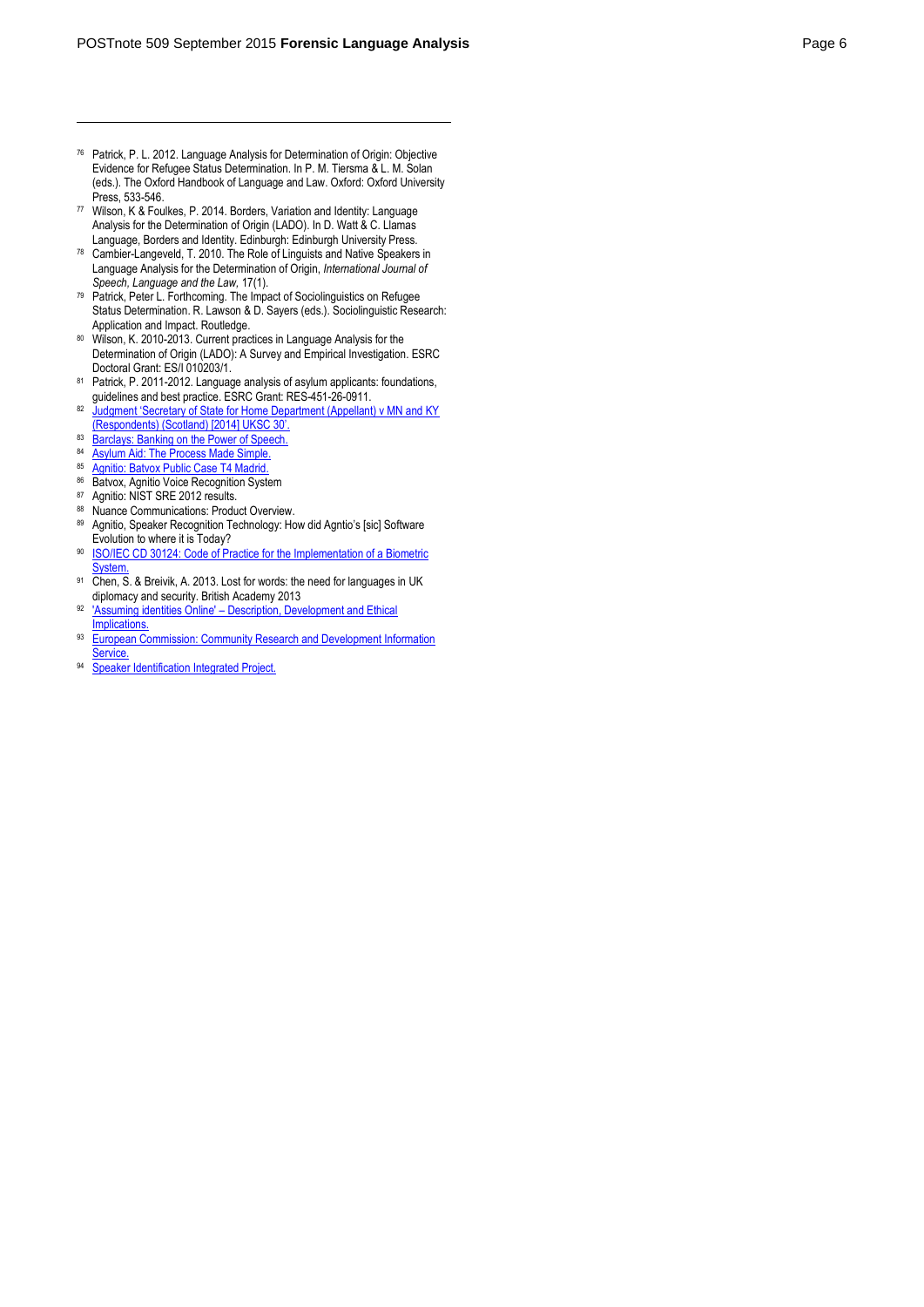76 Patrick, P. L. 2012. Language Analysis for Determination of Origin: Objective Evidence for Refugee Status Determination. In P. M. Tiersma & L. M. Solan (eds.). The Oxford Handbook of Language and Law. Oxford: Oxford University Press, 533-546.

77 Wilson, K & Foulkes, P. 2014. Borders, Variation and Identity: Language Analysis for the Determination of Origin (LADO). In D. Watt & C. Llamas Language, Borders and Identity. Edinburgh: Edinburgh University Press.

78 Cambier-Langeveld, T. 2010. The Role of Linguists and Native Speakers in Language Analysis for the Determination of Origin, *International Journal of Speech, Language and the Law*, 17(1).

79 Patrick, Peter L. Forthcoming. The Impact of Sociolinguistics on Refugee Status Determination. R. Lawson & D. Sayers (eds.). Sociolinguistic Research: Application and Impact. Routledge.

80 Wilson, K. 2010-2013. Current practices in Language Analysis for the Determination of Origin (LADO): A Survey and Empirical Investigation. ESRC Doctoral Grant: ES/I 010203/1.

81 Patrick, P. 2011-2012. Language analysis of asylum applicants: foundations, guidelines and best practice. ESRC Grant: RES-451-26-0911.

82 Judgment 'Secretary of State for Home Department (Appellant) v MN and KY (Respondents) (Scotland) [2014] UKSC 30'.

83 Barclays: Banking on the Power of Speech.

84 Asylum Aid: The Process Made Simple.

85 Agnitio: Batvox Public Case T4 Madrid.

86 Batvox, Agnitio Voice Recognition System

87 Agnitio: NIST SRE 2012 results.

88 Nuance Communications: Product Overview.

89 Agnitio, Speaker Recognition Technology: How did Agntio's [sic] Software Evolution to where it is Today?

90 ISO/IEC CD 30124: Code of Practice for the Implementation of a Biometric System.

91 Chen, S. & Breivik, A. 2013. Lost for words: the need for languages in UK diplomacy and security. British Academy 2013

92 'Assuming identities Online' – Description, Development and Ethical Implications.

93 European Commission: Community Research and Development Information Service.

94 Speaker Identification Integrated Project.